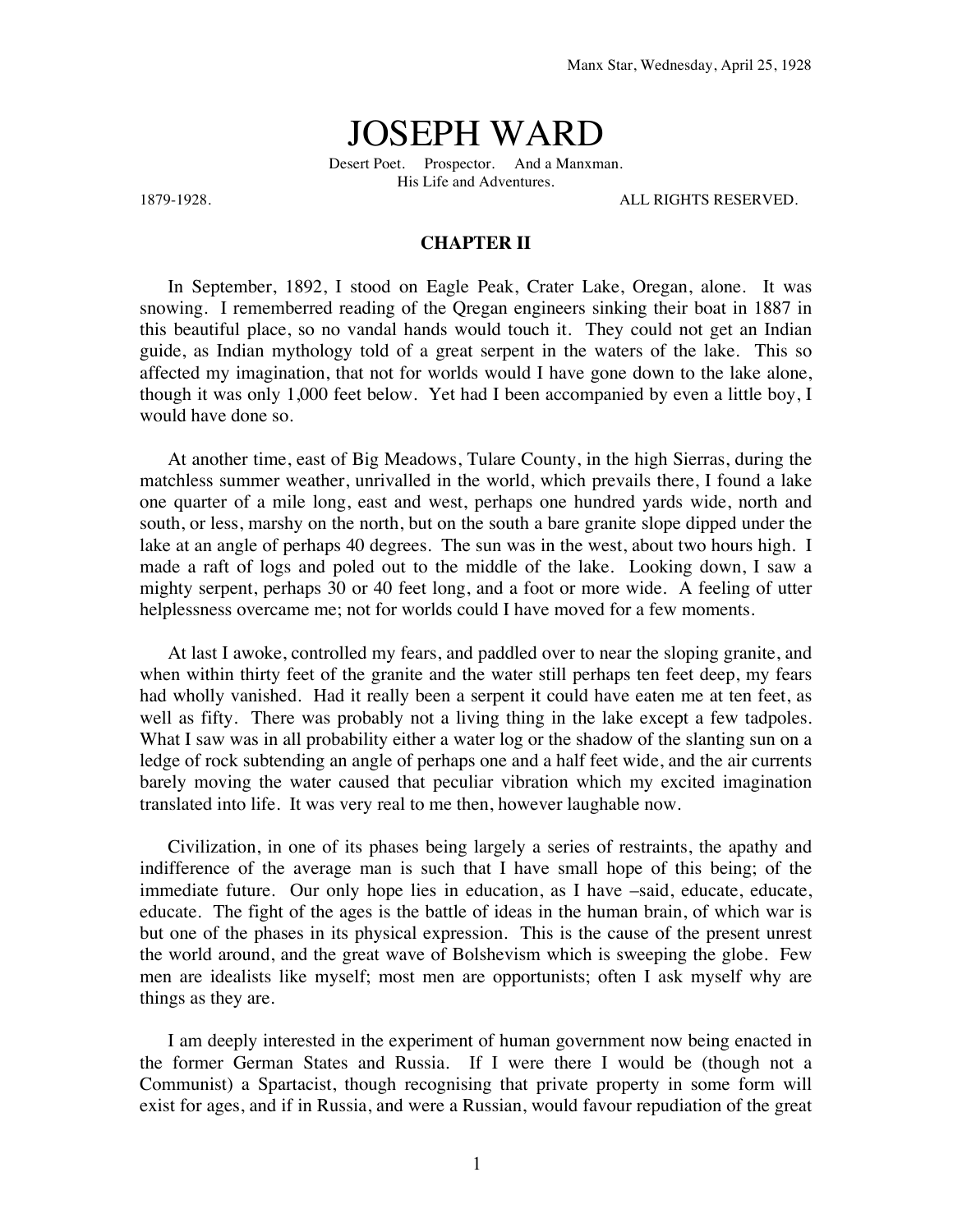Manx Star, Wednesday, April 25, 1928

# JOSEPH WARD

Desert Poet. Prospector. And a Manxman.
His Life and Adventures.

1879-1928. ALL RIGHTS RESERVED.

## CHAPTER II

In September, 1892, I stood on Eagle Peak, Crater Lake, Oregan, alone. It was snowing. I rememberred reading of the Qregan engineers sinking their boat in 1887 in this beautiful place, so no vandal hands would touch it. They could not get an Indian guide, as Indian mythology told of a great serpent in the waters of the lake. This so affected my imagination, that not for worlds would I have gone down to the lake alone, though it was only 1,000 feet below. Yet had I been accompanied by even a little boy, I would have done so.

At another time, east of Big Meadows, Tulare County, in the high Sierras, during the matchless summer weather, unrivalled in the world, which prevails there, I found a lake one quarter of a mile long, east and west, perhaps one hundred yards wide, north and south, or less, marshy on the north, but on the south a bare granite slope dipped under the lake at an angle of perhaps 40 degrees. The sun was in the west, about two hours high. I made a raft of logs and poled out to the middle of the lake. Looking down, I saw a mighty serpent, perhaps 30 or 40 feet long, and a foot or more wide. A feeling of utter helplessness overcame me; not for worlds could I have moved for a few moments.

At last I awoke, controlled my fears, and paddled over to near the sloping granite, and when within thirty feet of the granite and the water still perhaps ten feet deep, my fears had wholly vanished. Had it really been a serpent it could have eaten me at ten feet, as well as fifty. There was probably not a living thing in the lake except a few tadpoles. What I saw was in all probability either a water log or the shadow of the slanting sun on a ledge of rock subtending an angle of perhaps one and a half feet wide, and the air currents barely moving the water caused that peculiar vibration which my excited imagination translated into life. It was very real to me then, however laughable now.

Civilization, in one of its phases being largely a series of restraints, the apathy and indifference of the average man is such that I have small hope of this being; of the immediate future. Our only hope lies in education, as I have –said, educate, educate, educate. The fight of the ages is the battle of ideas in the human brain, of which war is but one of the phases in its physical expression. This is the cause of the present unrest the world around, and the great wave of Bolshevism which is sweeping the globe. Few men are idealists like myself; most men are opportunists; often I ask myself why are things as they are.

I am deeply interested in the experiment of human government now being enacted in the former German States and Russia. If I were there I would be (though not a Communist) a Spartacist, though recognising that private property in some form will exist for ages, and if in Russia, and were a Russian, would favour repudiation of the great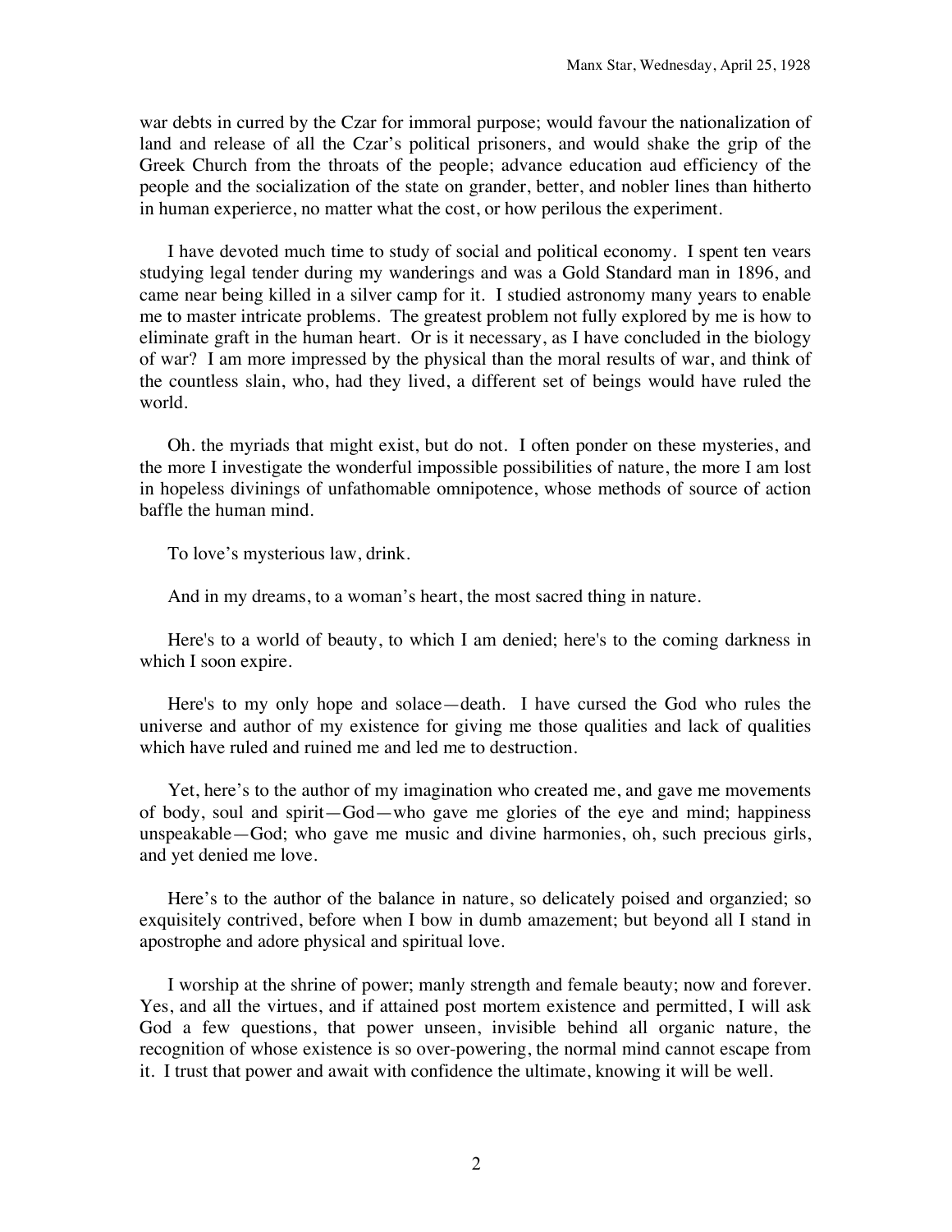war debts in curred by the Czar for immoral purpose; would favour the nationalization of land and release of all the Czar's political prisoners, and would shake the grip of the Greek Church from the throats of the people; advance education aud efficiency of the people and the socialization of the state on grander, better, and nobler lines than hitherto in human experierce, no matter what the cost, or how perilous the experiment.

I have devoted much time to study of social and political economy. I spent ten vears studying legal tender during my wanderings and was a Gold Standard man in 1896, and came near being killed in a silver camp for it. I studied astronomy many years to enable me to master intricate problems. The greatest problem not fully explored by me is how to eliminate graft in the human heart. Or is it necessary, as I have concluded in the biology of war? I am more impressed by the physical than the moral results of war, and think of the countless slain, who, had they lived, a different set of beings would have ruled the world.

Oh. the myriads that might exist, but do not. I often ponder on these mysteries, and the more I investigate the wonderful impossible possibilities of nature, the more I am lost in hopeless divinings of unfathomable omnipotence, whose methods of source of action baffle the human mind.

To love's mysterious law, drink.

And in my dreams, to a woman's heart, the most sacred thing in nature.

Here's to a world of beauty, to which I am denied; here's to the coming darkness in which I soon expire.

Here's to my only hope and solace—death. I have cursed the God who rules the universe and author of my existence for giving me those qualities and lack of qualities which have ruled and ruined me and led me to destruction.

Yet, here's to the author of my imagination who created me, and gave me movements of body, soul and spirit—God—who gave me glories of the eye and mind; happiness unspeakable—God; who gave me music and divine harmonies, oh, such precious girls, and yet denied me love.

Here's to the author of the balance in nature, so delicately poised and organzied; so exquisitely contrived, before when I bow in dumb amazement; but beyond all I stand in apostrophe and adore physical and spiritual love.

I worship at the shrine of power; manly strength and female beauty; now and forever. Yes, and all the virtues, and if attained post mortem existence and permitted, I will ask God a few questions, that power unseen, invisible behind all organic nature, the recognition of whose existence is so over-powering, the normal mind cannot escape from it. I trust that power and await with confidence the ultimate, knowing it will be well.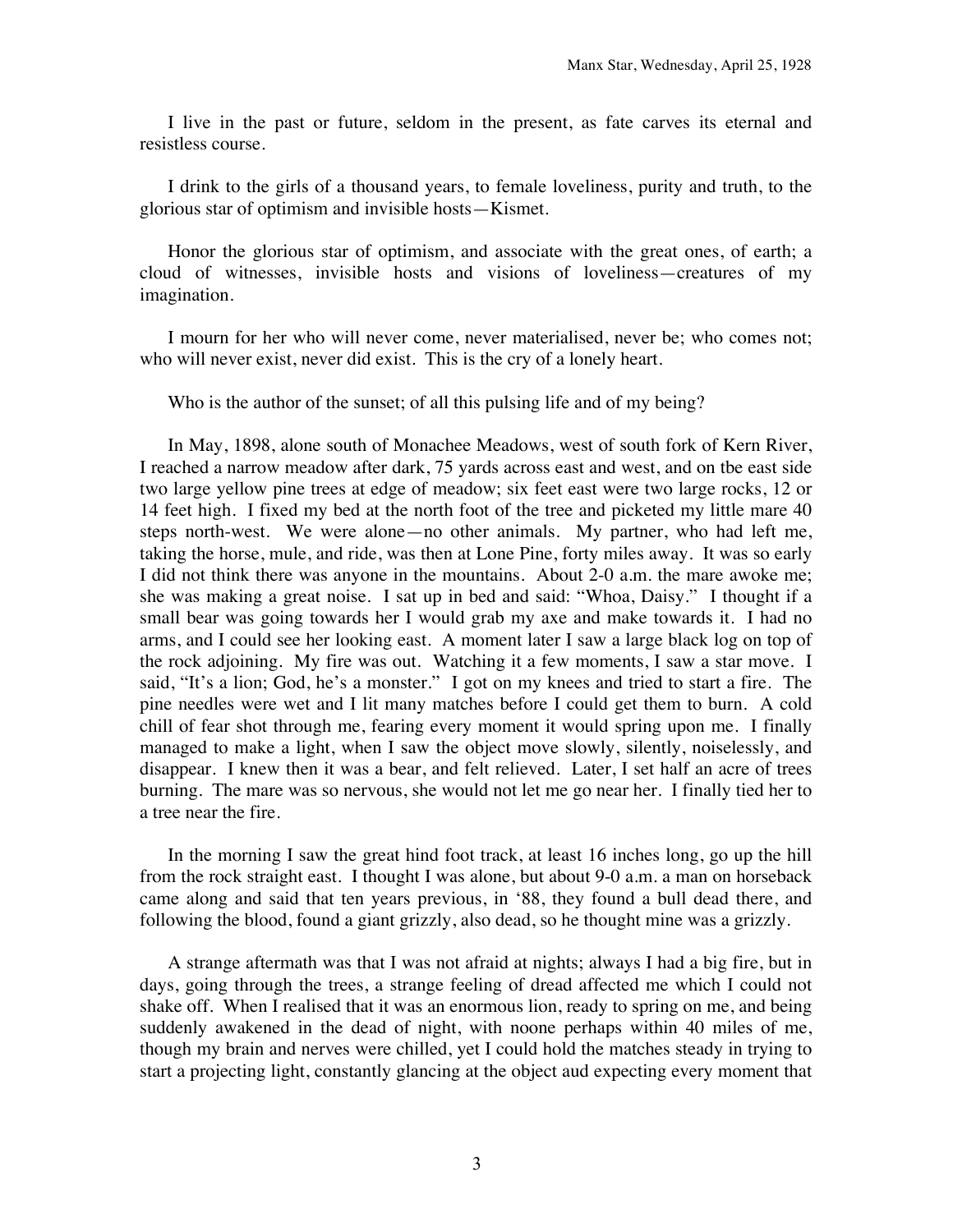I live in the past or future, seldom in the present, as fate carves its eternal and resistless course.

I drink to the girls of a thousand years, to female loveliness, purity and truth, to the glorious star of optimism and invisible hosts—Kismet.

Honor the glorious star of optimism, and associate with the great ones, of earth; a cloud of witnesses, invisible hosts and visions of loveliness—creatures of my imagination.

I mourn for her who will never come, never materialised, never be; who comes not; who will never exist, never did exist. This is the cry of a lonely heart.

Who is the author of the sunset; of all this pulsing life and of my being?

In May, 1898, alone south of Monachee Meadows, west of south fork of Kern River, I reached a narrow meadow after dark, 75 yards across east and west, and on tbe east side two large yellow pine trees at edge of meadow; six feet east were two large rocks, 12 or 14 feet high. I fixed my bed at the north foot of the tree and picketed my little mare 40 steps north-west. We were alone—no other animals. My partner, who had left me, taking the horse, mule, and ride, was then at Lone Pine, forty miles away. It was so early I did not think there was anyone in the mountains. About 2-0 a.m. the mare awoke me; she was making a great noise. I sat up in bed and said: "Whoa, Daisy." I thought if a small bear was going towards her I would grab my axe and make towards it. I had no arms, and I could see her looking east. A moment later I saw a large black log on top of the rock adjoining. My fire was out. Watching it a few moments, I saw a star move. I said, "It's a lion; God, he's a monster." I got on my knees and tried to start a fire. The pine needles were wet and I lit many matches before I could get them to burn. A cold chill of fear shot through me, fearing every moment it would spring upon me. I finally managed to make a light, when I saw the object move slowly, silently, noiselessly, and disappear. I knew then it was a bear, and felt relieved. Later, I set half an acre of trees burning. The mare was so nervous, she would not let me go near her. I finally tied her to a tree near the fire.

In the morning I saw the great hind foot track, at least 16 inches long, go up the hill from the rock straight east. I thought I was alone, but about 9-0 a.m. a man on horseback came along and said that ten years previous, in '88, they found a bull dead there, and following the blood, found a giant grizzly, also dead, so he thought mine was a grizzly.

A strange aftermath was that I was not afraid at nights; always I had a big fire, but in days, going through the trees, a strange feeling of dread affected me which I could not shake off. When I realised that it was an enormous lion, ready to spring on me, and being suddenly awakened in the dead of night, with noone perhaps within 40 miles of me, though my brain and nerves were chilled, yet I could hold the matches steady in trying to start a projecting light, constantly glancing at the object aud expecting every moment that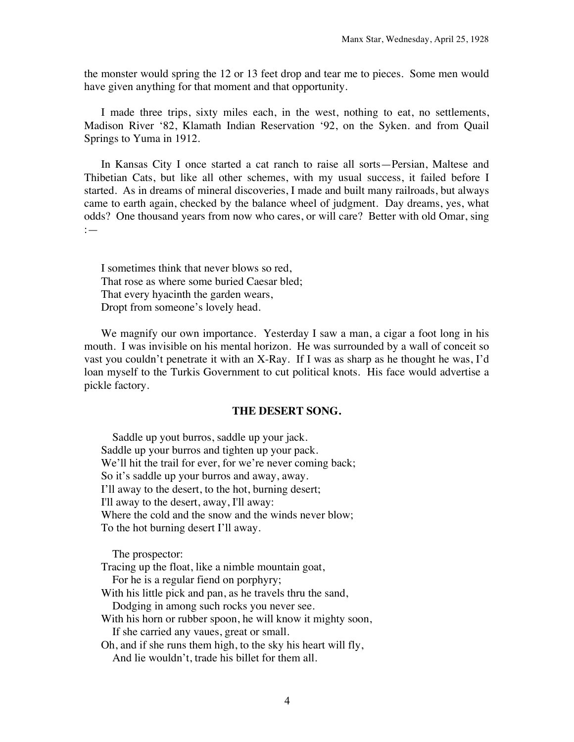the monster would spring the 12 or 13 feet drop and tear me to pieces. Some men would have given anything for that moment and that opportunity.

I made three trips, sixty miles each, in the west, nothing to eat, no settlements, Madison River '82, Klamath Indian Reservation '92, on the Syken. and from Quail Springs to Yuma in 1912.

In Kansas City I once started a cat ranch to raise all sorts—Persian, Maltese and Thibetian Cats, but like all other schemes, with my usual success, it failed before I started. As in dreams of mineral discoveries, I made and built many railroads, but always came to earth again, checked by the balance wheel of judgment. Day dreams, yes, what odds? One thousand years from now who cares, or will care? Better with old Omar, sing :—

I sometimes think that never blows so red,  
That rose as where some buried Caesar bled;  
That every hyacinth the garden wears,  
Dropt from someone's lovely head.

We magnify our own importance. Yesterday I saw a man, a cigar a foot long in his mouth. I was invisible on his mental horizon. He was surrounded by a wall of conceit so vast you couldn't penetrate it with an X-Ray. If I was as sharp as he thought he was, I'd loan myself to the Turkis Government to cut political knots. His face would advertise a pickle factory.

**THE DESERT SONG.**

Saddle up yout burros, saddle up your jack.  
Saddle up your burros and tighten up your pack.  
We'll hit the trail for ever, for we're never coming back;  
So it's saddle up your burros and away, away.  
I'll away to the desert, to the hot, burning desert;  
I'll away to the desert, away, I'll away:  
Where the cold and the snow and the winds never blow;  
To the hot burning desert I'll away.

The prospector:  
Tracing up the float, like a nimble mountain goat,  
For he is a regular fiend on porphyry;  
With his little pick and pan, as he travels thru the sand,  
Dodging in among such rocks you never see.  
With his horn or rubber spoon, he will know it mighty soon,  
If she carried any vaues, great or small.  
Oh, and if she runs them high, to the sky his heart will fly,  
And lie wouldn't, trade his billet for them all.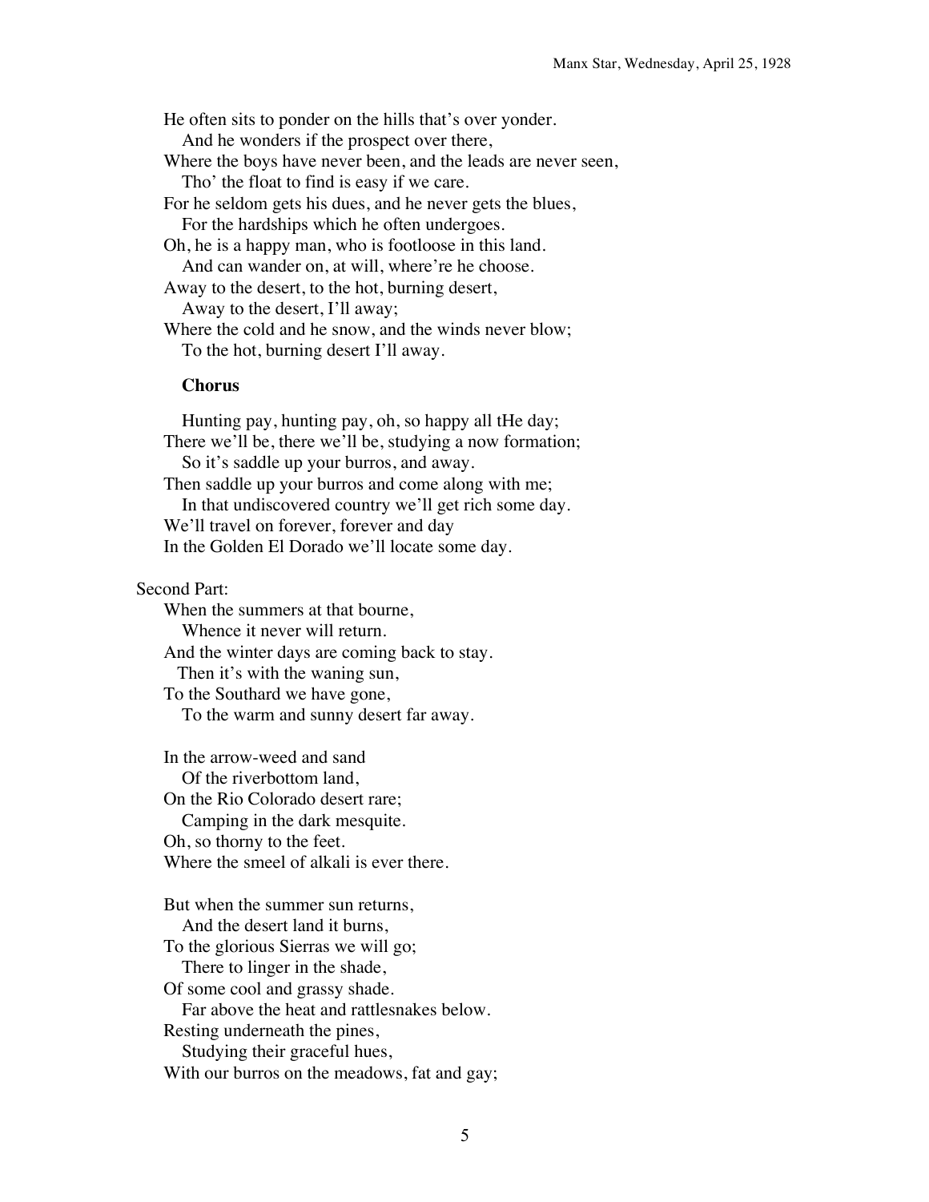He often sits to ponder on the hills that's over yonder.
And he wonders if the prospect over there,
Where the boys have never been, and the leads are never seen,
Tho' the float to find is easy if we care.
For he seldom gets his dues, and he never gets the blues,
For the hardships which he often undergoes.
Oh, he is a happy man, who is footloose in this land.
And can wander on, at will, where're he choose.
Away to the desert, to the hot, burning desert,
Away to the desert, I'll away;
Where the cold and he snow, and the winds never blow;
To the hot, burning desert I'll away.

**Chorus**

Hunting pay, hunting pay, oh, so happy all tHe day;
There we'll be, there we'll be, studying a now formation;
So it's saddle up your burros, and away.
Then saddle up your burros and come along with me;
In that undiscovered country we'll get rich some day.
We'll travel on forever, forever and day
In the Golden El Dorado we'll locate some day.

Second Part:

When the summers at that bourne,
Whence it never will return.
And the winter days are coming back to stay.
Then it's with the waning sun,
To the Southard we have gone,
To the warm and sunny desert far away.

In the arrow-weed and sand
Of the riverbottom land,
On the Rio Colorado desert rare;
Camping in the dark mesquite.
Oh, so thorny to the feet.
Where the smeel of alkali is ever there.

But when the summer sun returns,
And the desert land it burns,
To the glorious Sierras we will go;
There to linger in the shade,
Of some cool and grassy shade.
Far above the heat and rattlesnakes below.
Resting underneath the pines,
Studying their graceful hues,
With our burros on the meadows, fat and gay;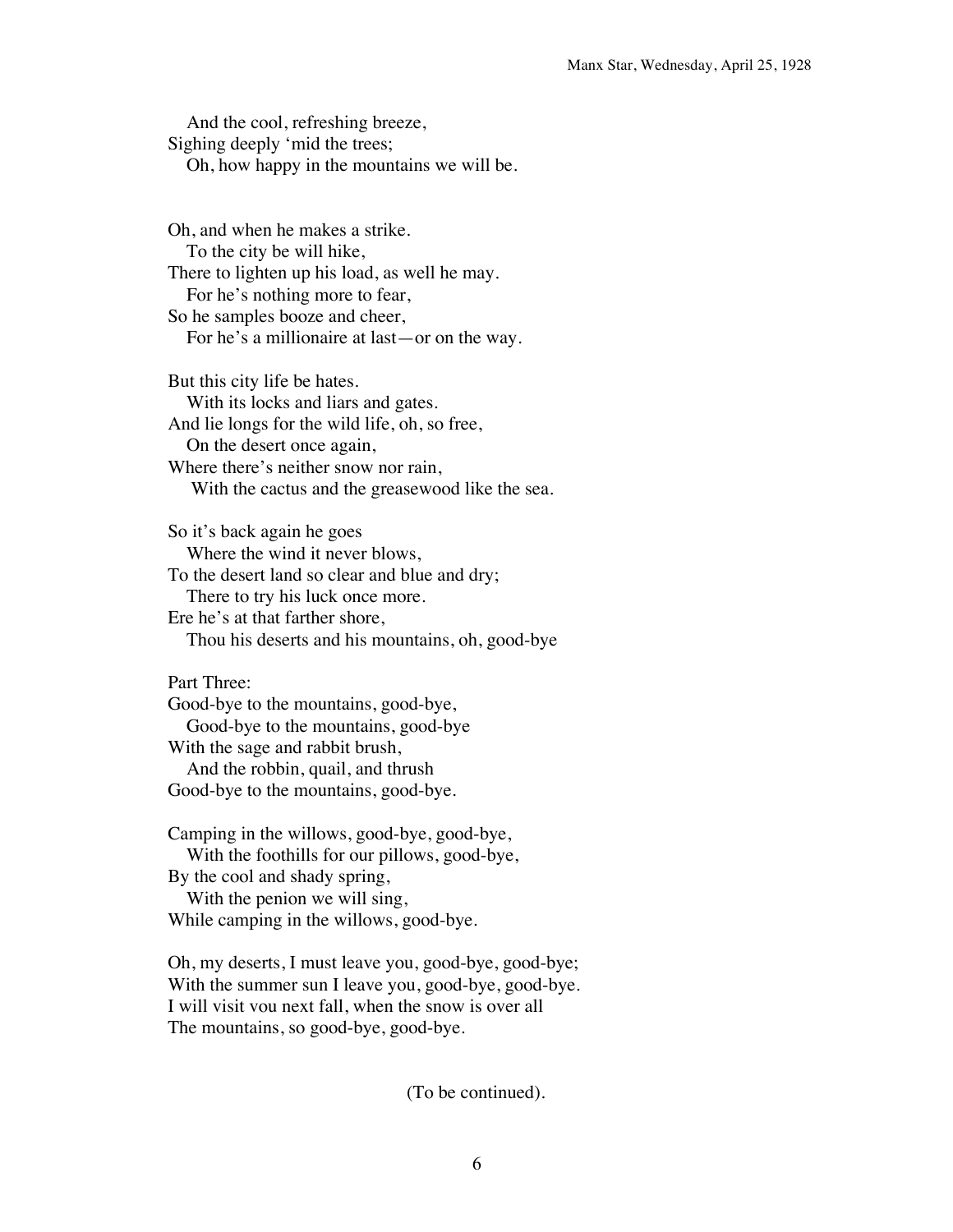And the cool, refreshing breeze,  
Sighing deeply 'mid the trees;  
Oh, how happy in the mountains we will be.

Oh, and when he makes a strike.  
To the city be will hike,  
There to lighten up his load, as well he may.  
For he's nothing more to fear,  
So he samples booze and cheer,  
For he's a millionaire at last—or on the way.

But this city life be hates.  
With its locks and liars and gates.  
And lie longs for the wild life, oh, so free,  
On the desert once again,  
Where there's neither snow nor rain,  
With the cactus and the greasewood like the sea.

So it's back again he goes  
Where the wind it never blows,  
To the desert land so clear and blue and dry;  
There to try his luck once more.  
Ere he's at that farther shore,  
Thou his deserts and his mountains, oh, good-bye

Part Three:  
Good-bye to the mountains, good-bye,  
Good-bye to the mountains, good-bye  
With the sage and rabbit brush,  
And the robbin, quail, and thrush  
Good-bye to the mountains, good-bye.

Camping in the willows, good-bye, good-bye,  
With the foothills for our pillows, good-bye,  
By the cool and shady spring,  
With the penion we will sing,  
While camping in the willows, good-bye.

Oh, my deserts, I must leave you, good-bye, good-bye;  
With the summer sun I leave you, good-bye, good-bye.  
I will visit vou next fall, when the snow is over all  
The mountains, so good-bye, good-bye.

(To be continued).